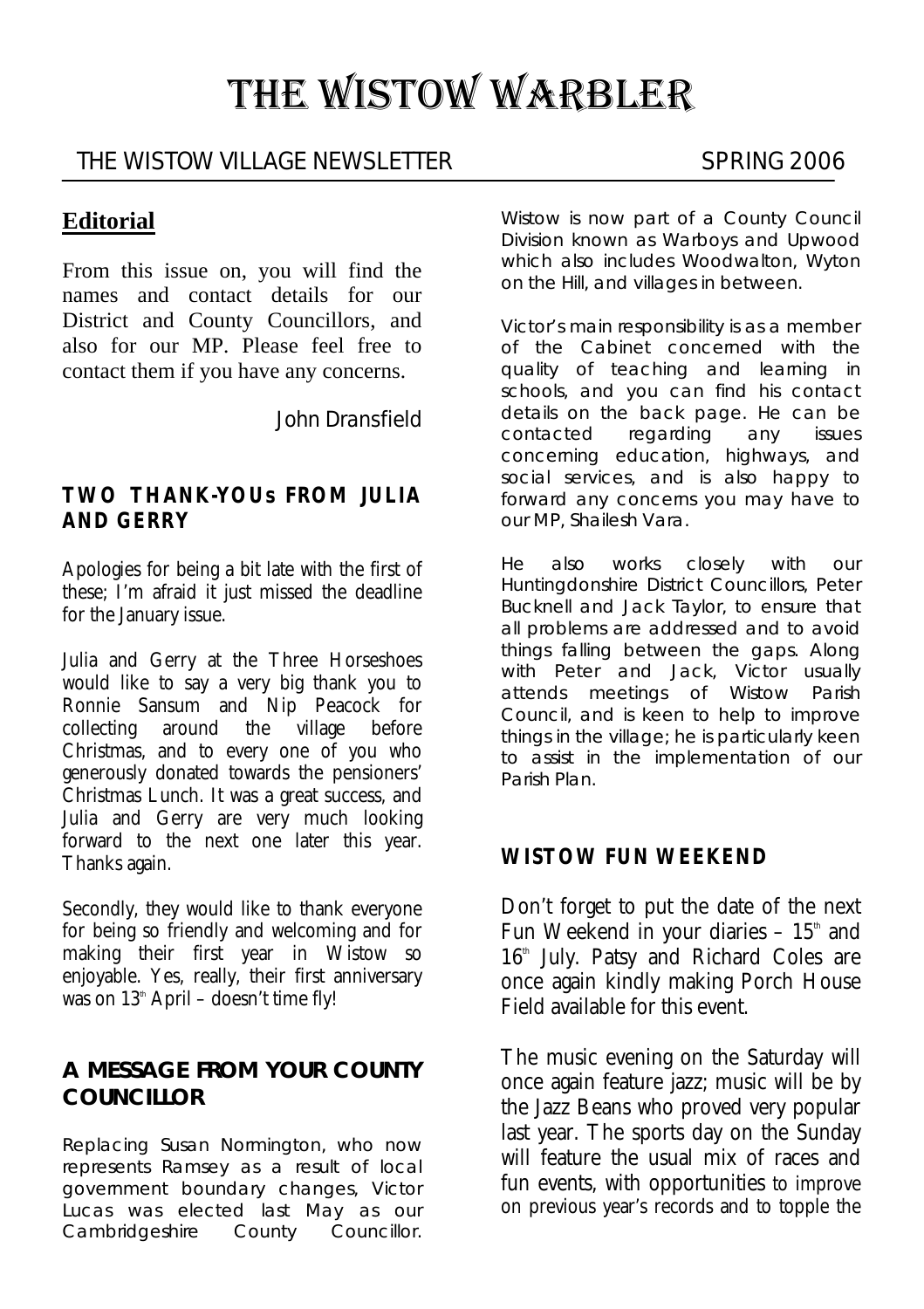# THE WISTOW WARBLER

THE WISTOW VILLAGE NEWSLETTER — SPRING 2006

## Editorial

From this issue on, you will find the names and contact details for our District and County Councillors, and also for our MP. Please feel free to contact them if you have any concerns.

John Dransfield

### TWO THANK-YOUs FROM JULIA AND GERRY

Apologies for being a bit late with the first of these; I'm afraid it just missed the deadline for the January issue.

Julia and Gerry at the Three Horseshoes would like to say a very big thank you to Ronnie Sansum and Nip Peacock for collecting around the village before Christmas, and to every one of you who generously donated towards the pensioners' Christmas Lunch. It was a great success, and Julia and Gerry are very much looking forward to the next one later this year. Thanks again.

Secondly, they would like to thank everyone for being so friendly and welcoming and for making their first year in Wistow so enjoyable. Yes, really, their first anniversary was on 13th April – doesn't time fly!

### A MESSAGE FROM YOUR COUNTY COUNCILLOR

Replacing Susan Normington, who now represents Ramsey as a result of local government boundary changes, Victor Lucas was elected last May as our Cambridgeshire County Councillor. Wistow is now part of a County Council Division known as Warboys and Upwood which also includes Woodwalton, Wyton on the Hill, and villages in between.

Victor's main responsibility is as a member of the Cabinet concerned with the quality of teaching and learning in schools, and you can find his contact details on the back page. He can be contacted regarding any issues concerning education, highways, and social services, and is also happy to forward any concerns you may have to our MP, Shailesh Vara.

He also works closely with our Huntingdonshire District Councillors, Peter Bucknell and Jack Taylor, to ensure that all problems are addressed and to avoid things falling between the gaps. Along with Peter and Jack, Victor usually attends meetings of Wistow Parish Council, and is keen to help to improve things in the village; he is particularly keen to assist in the implementation of our Parish Plan.

### WISTOW FUN WEEKEND

Don't forget to put the date of the next Fun Weekend in your diaries – 15th and 16th July. Patsy and Richard Coles are once again kindly making Porch House Field available for this event.

The music evening on the Saturday will once again feature jazz; music will be by the Jazz Beans who proved very popular last year. The sports day on the Sunday will feature the usual mix of races and fun events, with opportunities to improve on previous year's records and to topple the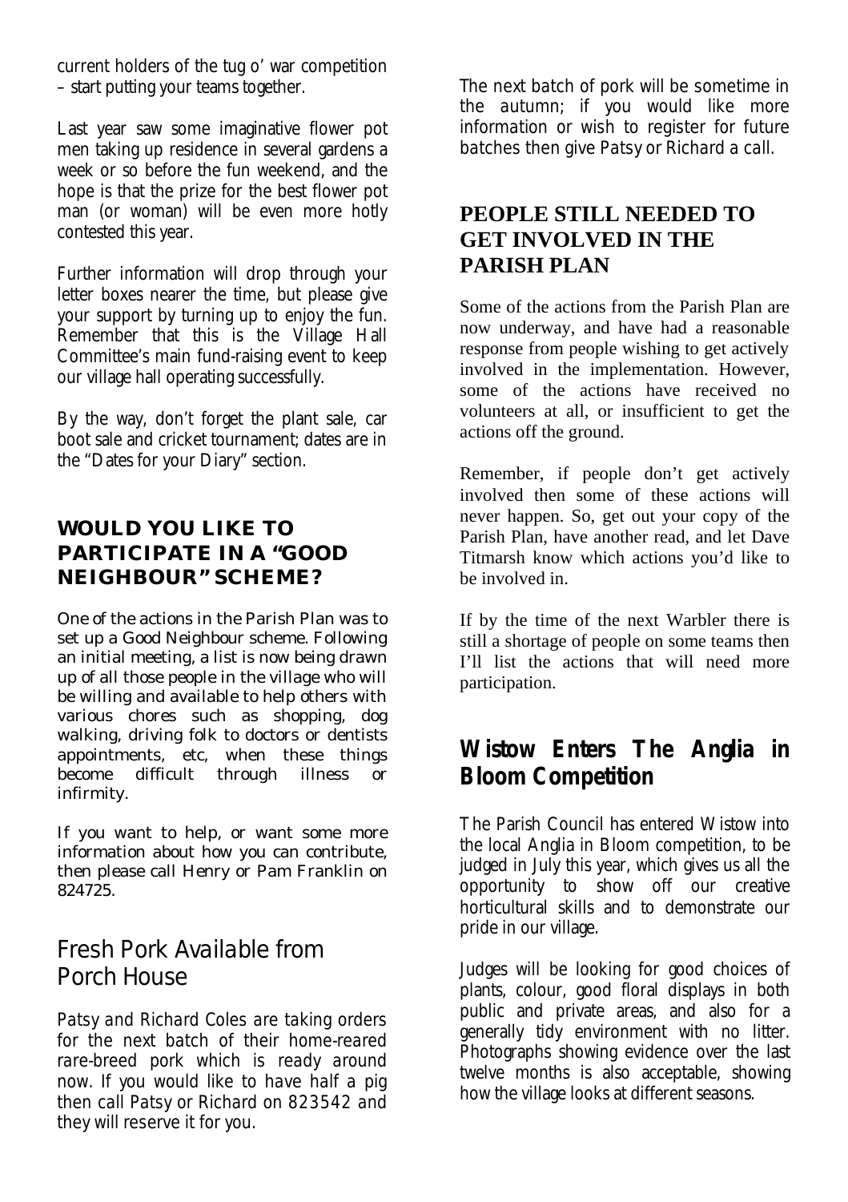current holders of the tug o' war competition – start putting your teams together.

Last year saw some imaginative flower pot men taking up residence in several gardens a week or so before the fun weekend, and the hope is that the prize for the best flower pot man (or woman) will be even more hotly contested this year.

Further information will drop through your letter boxes nearer the time, but please give your support by turning up to enjoy the fun. Remember that this is the Village Hall Committee's main fund-raising event to keep our village hall operating successfully.

By the way, don't forget the plant sale, car boot sale and cricket tournament; dates are in the "Dates for your Diary" section.

## WOULD YOU LIKE TO PARTICIPATE IN A "GOOD NEIGHBOUR" SCHEME?

One of the actions in the Parish Plan was to set up a Good Neighbour scheme. Following an initial meeting, a list is now being drawn up of all those people in the village who will be willing and available to help others with various chores such as shopping, dog walking, driving folk to doctors or dentists appointments, etc, when these things become difficult through illness or infirmity.

If you want to help, or want some more information about how you can contribute, then please call Henry or Pam Franklin on 824725.

## Fresh Pork Available from Porch House

*Patsy and Richard Coles are taking orders for the next batch of their home-reared rare-breed pork which is ready around now. If you would like to have half a pig then call Patsy or Richard on 823542 and they will reserve it for you.*

*The next batch of pork will be sometime in the autumn; if you would like more information or wish to register for future batches then give Patsy or Richard a call.*

## PEOPLE STILL NEEDED TO GET INVOLVED IN THE PARISH PLAN

Some of the actions from the Parish Plan are now underway, and have had a reasonable response from people wishing to get actively involved in the implementation. However, some of the actions have received no volunteers at all, or insufficient to get the actions off the ground.

Remember, if people don't get actively involved then some of these actions will never happen. So, get out your copy of the Parish Plan, have another read, and let Dave Titmarsh know which actions you'd like to be involved in.

If by the time of the next Warbler there is still a shortage of people on some teams then I'll list the actions that will need more participation.

## Wistow Enters The Anglia in Bloom Competition

The Parish Council has entered Wistow into the local Anglia in Bloom competition, to be judged in July this year, which gives us all the opportunity to show off our creative horticultural skills and to demonstrate our pride in our village.

Judges will be looking for good choices of plants, colour, good floral displays in both public and private areas, and also for a generally tidy environment with no litter. Photographs showing evidence over the last twelve months is also acceptable, showing how the village looks at different seasons.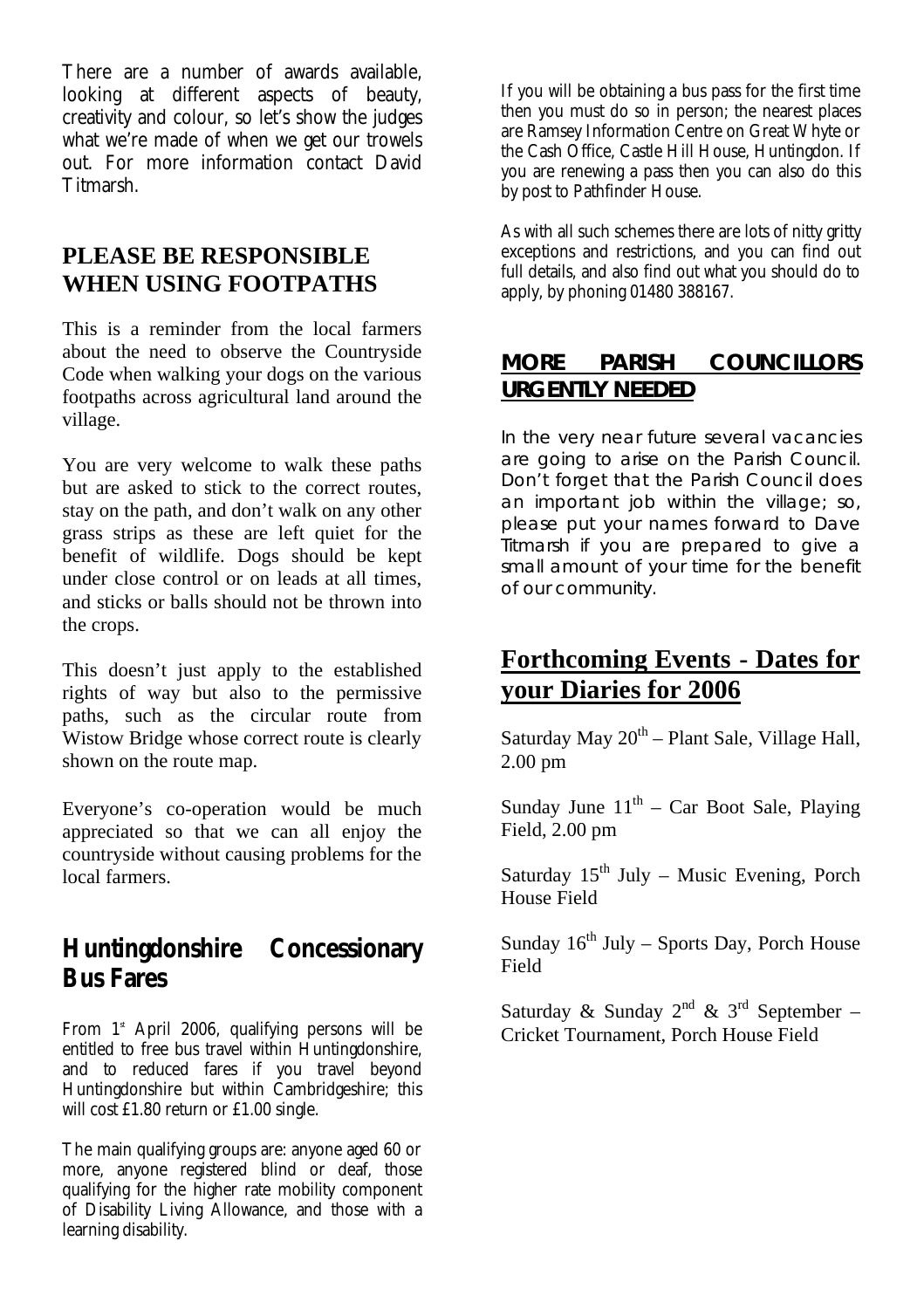There are a number of awards available, looking at different aspects of beauty, creativity and colour, so let's show the judges what we're made of when we get our trowels out. For more information contact David Titmarsh.

## PLEASE BE RESPONSIBLE WHEN USING FOOTPATHS

This is a reminder from the local farmers about the need to observe the Countryside Code when walking your dogs on the various footpaths across agricultural land around the village.

You are very welcome to walk these paths but are asked to stick to the correct routes, stay on the path, and don't walk on any other grass strips as these are left quiet for the benefit of wildlife. Dogs should be kept under close control or on leads at all times, and sticks or balls should not be thrown into the crops.

This doesn't just apply to the established rights of way but also to the permissive paths, such as the circular route from Wistow Bridge whose correct route is clearly shown on the route map.

Everyone's co-operation would be much appreciated so that we can all enjoy the countryside without causing problems for the local farmers.

## Huntingdonshire Concessionary Bus Fares

From 1st April 2006, qualifying persons will be entitled to free bus travel within Huntingdonshire, and to reduced fares if you travel beyond Huntingdonshire but within Cambridgeshire; this will cost £1.80 return or £1.00 single.

The main qualifying groups are: anyone aged 60 or more, anyone registered blind or deaf, those qualifying for the higher rate mobility component of Disability Living Allowance, and those with a learning disability.

If you will be obtaining a bus pass for the first time then you must do so in person; the nearest places are Ramsey Information Centre on Great Whyte or the Cash Office, Castle Hill House, Huntingdon. If you are renewing a pass then you can also do this by post to Pathfinder House.

As with all such schemes there are lots of nitty gritty exceptions and restrictions, and you can find out full details, and also find out what you should do to apply, by phoning 01480 388167.

## MORE PARISH COUNCILLORS URGENTLY NEEDED

In the very near future several vacancies are going to arise on the Parish Council. Don't forget that the Parish Council does an important job within the village; so, please put your names forward to Dave Titmarsh if you are prepared to give a small amount of your time for the benefit of our community.

## Forthcoming Events - Dates for your Diaries for 2006

Saturday May 20th – Plant Sale, Village Hall, 2.00 pm

Sunday June 11th – Car Boot Sale, Playing Field, 2.00 pm

Saturday 15th July – Music Evening, Porch House Field

Sunday 16th July – Sports Day, Porch House Field

Saturday & Sunday 2nd & 3rd September – Cricket Tournament, Porch House Field